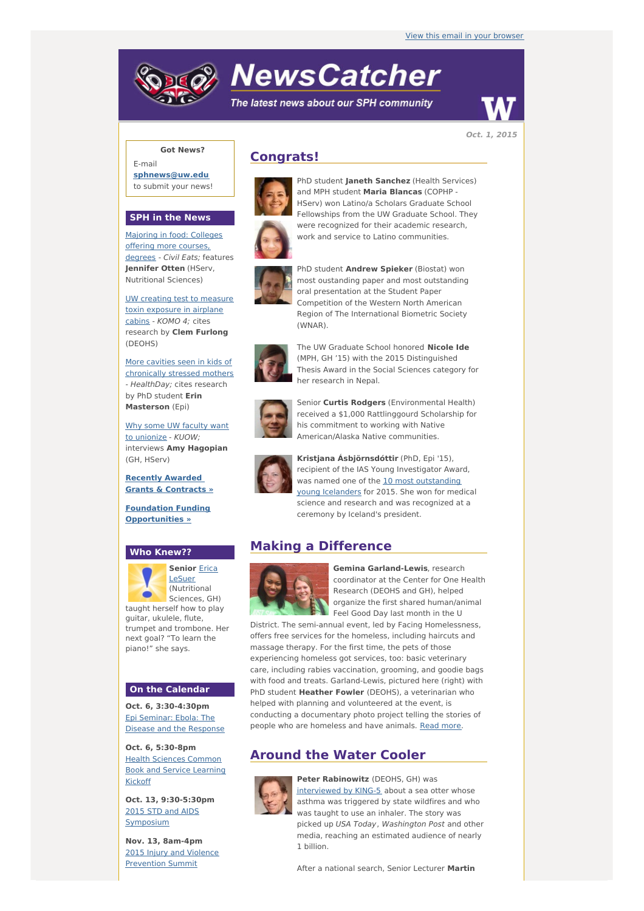View this email in your browser

# NewsCatcher

*The latest news about our SPH community*

**Oct. 1, 2015**

**Got News?**

E-mail **sphnews@uw.edu** to submit your news!

## SPH in the News

Majoring in food: Colleges offering more courses, degrees - *Civil Eats;* features **Jennifer Otten** (HServ, Nutritional Sciences)

UW creating test to measure toxin exposure in airplane cabins - *KOMO 4;* cites research by **Clem Furlong** (DEOHS)

More cavities seen in kids of chronically stressed mothers - *HealthDay;* cites research by PhD student **Erin Masterson** (Epi)

Why some UW faculty want to unionize - *KUOW;* interviews **Amy Hagopian** (GH, HServ)

**Recently Awarded Grants & Contracts »**

**Foundation Funding Opportunities »**

## Who Knew??

**Senior** Erica LeSuer (Nutritional Sciences, GH) taught herself how to play guitar, ukulele, flute, trumpet and trombone. Her next goal? "To learn the piano!" she says.

## On the Calendar

**Oct. 6, 3:30-4:30pm**
Epi Seminar: Ebola: The Disease and the Response

**Oct. 6, 5:30-8pm**
Health Sciences Common Book and Service Learning Kickoff

**Oct. 13, 9:30-5:30pm**
2015 STD and AIDS Symposium

**Nov. 13, 8am-4pm**
2015 Injury and Violence Prevention Summit

## Congrats!

PhD student **Janeth Sanchez** (Health Services) and MPH student **Maria Blancas** (COPHP - HServ) won Latino/a Scholars Graduate School Fellowships from the UW Graduate School. They were recognized for their academic research, work and service to Latino communities.

PhD student **Andrew Spieker** (Biostat) won most oustanding paper and most outstanding oral presentation at the Student Paper Competition of the Western North American Region of The International Biometric Society (WNAR).

The UW Graduate School honored **Nicole Ide** (MPH, GH '15) with the 2015 Distinguished Thesis Award in the Social Sciences category for her research in Nepal.

Senior **Curtis Rodgers** (Environmental Health) received a $1,000 Rattlinggourd Scholarship for his commitment to working with Native American/Alaska Native communities.

**Kristjana Ásbjörnsdóttir** (PhD, Epi '15), recipient of the IAS Young Investigator Award, was named one of the 10 most outstanding young Icelanders for 2015. She won for medical science and research and was recognized at a ceremony by Iceland's president.

## Making a Difference

**Gemina Garland-Lewis**, research coordinator at the Center for One Health Research (DEOHS and GH), helped organize the first shared human/animal Feel Good Day last month in the U District. The semi-annual event, led by Facing Homelessness, offers free services for the homeless, including haircuts and massage therapy. For the first time, the pets of those experiencing homeless got services, too: basic veterinary care, including rabies vaccination, grooming, and goodie bags with food and treats. Garland-Lewis, pictured here (right) with PhD student **Heather Fowler** (DEOHS), a veterinarian who helped with planning and volunteered at the event, is conducting a documentary photo project telling the stories of people who are homeless and have animals. Read more.

## Around the Water Cooler

**Peter Rabinowitz** (DEOHS, GH) was interviewed by KING-5 about a sea otter whose asthma was triggered by state wildfires and who was taught to use an inhaler. The story was picked up *USA Today*, *Washington Post* and other media, reaching an estimated audience of nearly 1 billion.

After a national search, Senior Lecturer **Martin**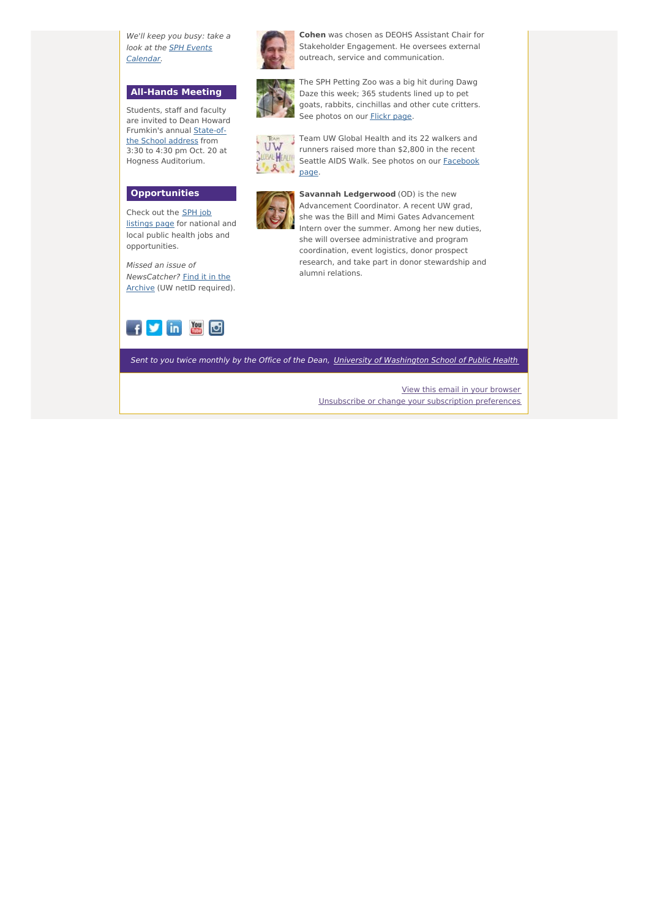*We'll keep you busy: take a look at the SPH Events Calendar.*

## All-Hands Meeting

Students, staff and faculty are invited to Dean Howard Frumkin's annual State-of-the School address from 3:30 to 4:30 pm Oct. 20 at Hogness Auditorium.

## Opportunities

Check out the SPH job listings page for national and local public health jobs and opportunities.

*Missed an issue of NewsCatcher?* Find it in the Archive (UW netID required).

**Cohen** was chosen as DEOHS Assistant Chair for Stakeholder Engagement. He oversees external outreach, service and communication.

The SPH Petting Zoo was a big hit during Dawg Daze this week; 365 students lined up to pet goats, rabbits, cinchillas and other cute critters. See photos on our Flickr page.

Team UW Global Health and its 22 walkers and runners raised more than $2,800 in the recent Seattle AIDS Walk. See photos on our Facebook page.

**Savannah Ledgerwood** (OD) is the new Advancement Coordinator. A recent UW grad, she was the Bill and Mimi Gates Advancement Intern over the summer. Among her new duties, she will oversee administrative and program coordination, event logistics, donor prospect research, and take part in donor stewardship and alumni relations.

*Sent to you twice monthly by the Office of the Dean, University of Washington School of Public Health*

View this email in your browser

Unsubscribe or change your subscription preferences